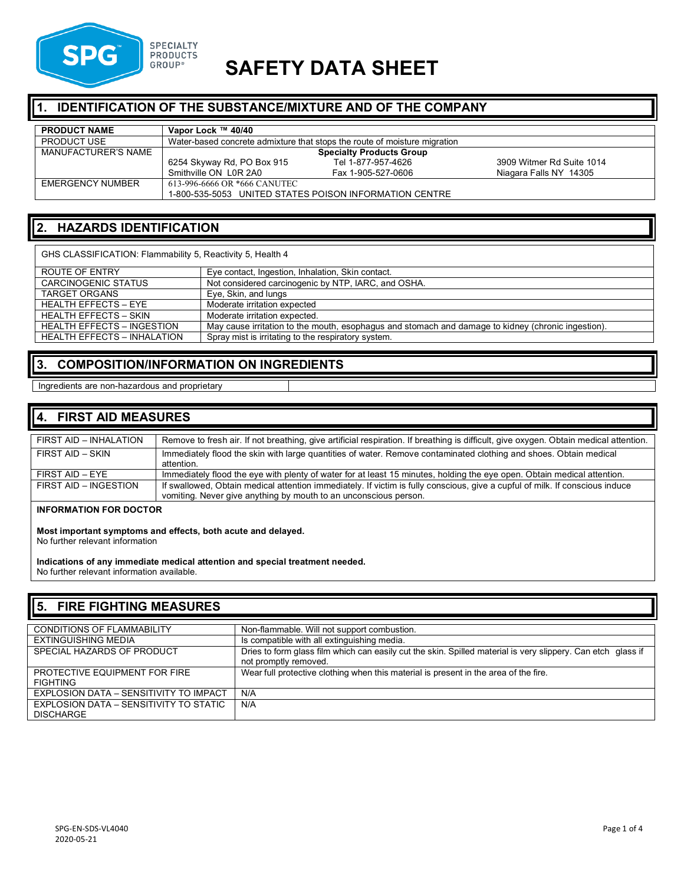# SAFETY DATA SHEET

## 1. IDENTIFICATION OF THE SUBSTANCE/MIXTURE AND OF THE COMPANY

| **PRODUCT NAME** | **Vapor Lock ™ 40/40** | | |
|---|---|---|---|
| PRODUCT USE | Water-based concrete admixture that stops the route of moisture migration | | |
| MANUFACTURER'S NAME | **Specialty Products Group** | | |
| | 6254 Skyway Rd, PO Box 915<br>Smithville ON L0R 2A0 | Tel 1-877-957-4626<br>Fax 1-905-527-0606 | 3909 Witmer Rd Suite 1014<br>Niagara Falls NY 14305 |
| EMERGENCY NUMBER | 613-996-6666 OR *666 CANUTEC<br>1-800-535-5053 UNITED STATES POISON INFORMATION CENTRE | | |

## 2. HAZARDS IDENTIFICATION

GHS CLASSIFICATION: Flammability 5, Reactivity 5, Health 4

| | |
|---|---|
| ROUTE OF ENTRY | Eye contact, Ingestion, Inhalation, Skin contact. |
| CARCINOGENIC STATUS | Not considered carcinogenic by NTP, IARC, and OSHA. |
| TARGET ORGANS | Eye, Skin, and lungs |
| HEALTH EFFECTS – EYE | Moderate irritation expected |
| HEALTH EFFECTS – SKIN | Moderate irritation expected. |
| HEALTH EFFECTS – INGESTION | May cause irritation to the mouth, esophagus and stomach and damage to kidney (chronic ingestion). |
| HEALTH EFFECTS – INHALATION | Spray mist is irritating to the respiratory system. |

## 3. COMPOSITION/INFORMATION ON INGREDIENTS

| Ingredients are non-hazardous and proprietary | |
|---|---|

## 4. FIRST AID MEASURES

| | |
|---|---|
| FIRST AID – INHALATION | Remove to fresh air. If not breathing, give artificial respiration. If breathing is difficult, give oxygen. Obtain medical attention. |
| FIRST AID – SKIN | Immediately flood the skin with large quantities of water. Remove contaminated clothing and shoes. Obtain medical attention. |
| FIRST AID – EYE | Immediately flood the eye with plenty of water for at least 15 minutes, holding the eye open. Obtain medical attention. |
| FIRST AID – INGESTION | If swallowed, Obtain medical attention immediately. If victim is fully conscious, give a cupful of milk. If conscious induce vomiting. Never give anything by mouth to an unconscious person. |

**INFORMATION FOR DOCTOR**

**Most important symptoms and effects, both acute and delayed.**
No further relevant information

**Indications of any immediate medical attention and special treatment needed.**
No further relevant information available.

## 5. FIRE FIGHTING MEASURES

| | |
|---|---|
| CONDITIONS OF FLAMMABILITY | Non-flammable. Will not support combustion. |
| EXTINGUISHING MEDIA | Is compatible with all extinguishing media. |
| SPECIAL HAZARDS OF PRODUCT | Dries to form glass film which can easily cut the skin. Spilled material is very slippery. Can etch glass if not promptly removed. |
| PROTECTIVE EQUIPMENT FOR FIRE FIGHTING | Wear full protective clothing when this material is present in the area of the fire. |
| EXPLOSION DATA – SENSITIVITY TO IMPACT | N/A |
| EXPLOSION DATA – SENSITIVITY TO STATIC DISCHARGE | N/A |

SPG-EN-SDS-VL4040
2020-05-21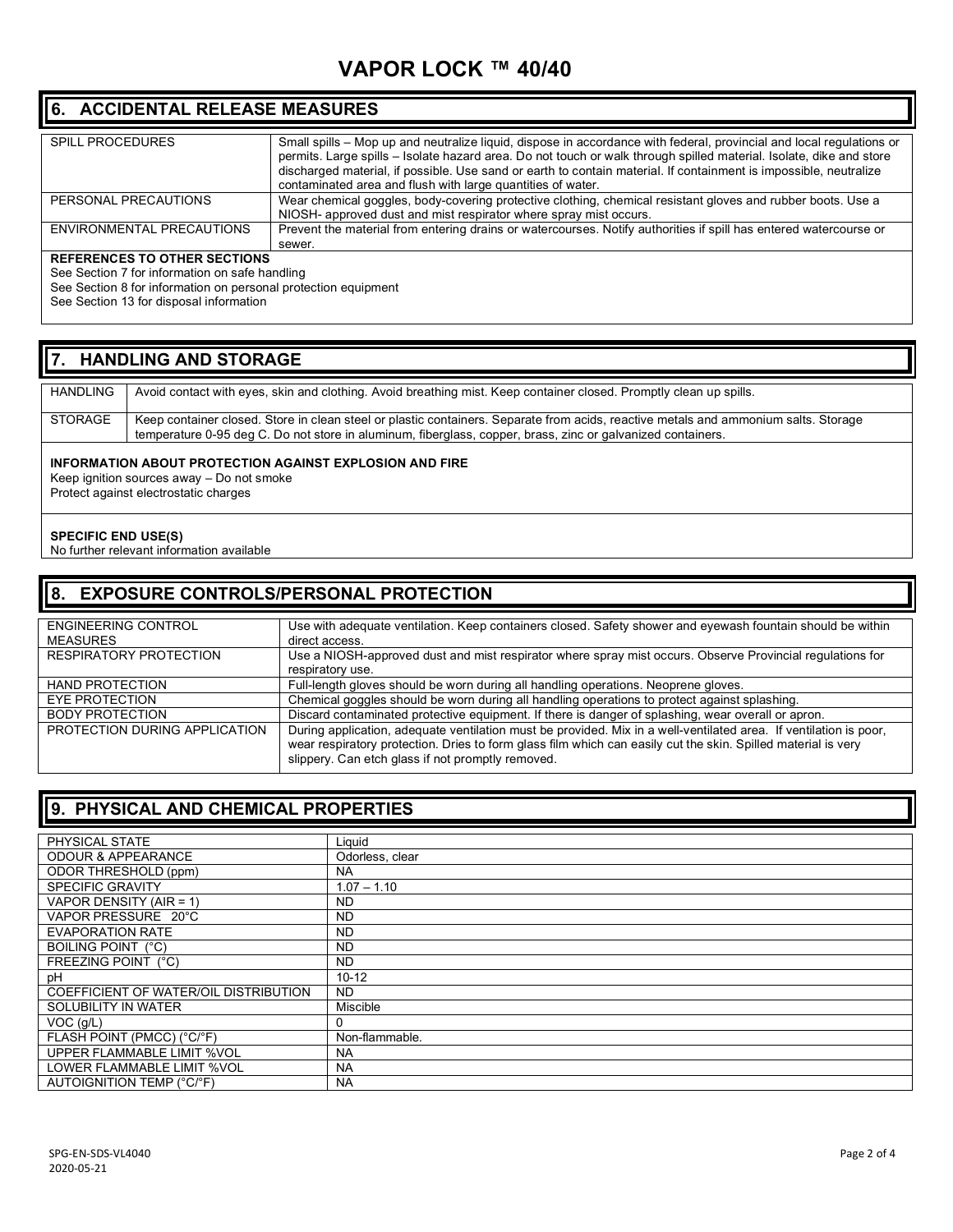# VAPOR LOCK ™ 40/40

## 6. ACCIDENTAL RELEASE MEASURES

| | |
|---|---|
| SPILL PROCEDURES | Small spills – Mop up and neutralize liquid, dispose in accordance with federal, provincial and local regulations or permits. Large spills – Isolate hazard area. Do not touch or walk through spilled material. Isolate, dike and store discharged material, if possible. Use sand or earth to contain material. If containment is impossible, neutralize contaminated area and flush with large quantities of water. |
| PERSONAL PRECAUTIONS | Wear chemical goggles, body-covering protective clothing, chemical resistant gloves and rubber boots. Use a NIOSH- approved dust and mist respirator where spray mist occurs. |
| ENVIRONMENTAL PRECAUTIONS | Prevent the material from entering drains or watercourses. Notify authorities if spill has entered watercourse or sewer. |

**REFERENCES TO OTHER SECTIONS**

See Section 7 for information on safe handling
See Section 8 for information on personal protection equipment
See Section 13 for disposal information

## 7. HANDLING AND STORAGE

| | |
|---|---|
| HANDLING | Avoid contact with eyes, skin and clothing. Avoid breathing mist. Keep container closed. Promptly clean up spills. |
| STORAGE | Keep container closed. Store in clean steel or plastic containers. Separate from acids, reactive metals and ammonium salts. Storage temperature 0-95 deg C. Do not store in aluminum, fiberglass, copper, brass, zinc or galvanized containers. |

**INFORMATION ABOUT PROTECTION AGAINST EXPLOSION AND FIRE**

Keep ignition sources away – Do not smoke
Protect against electrostatic charges

**SPECIFIC END USE(S)**

No further relevant information available

## 8. EXPOSURE CONTROLS/PERSONAL PROTECTION

| | |
|---|---|
| ENGINEERING CONTROL MEASURES | Use with adequate ventilation. Keep containers closed. Safety shower and eyewash fountain should be within direct access. |
| RESPIRATORY PROTECTION | Use a NIOSH-approved dust and mist respirator where spray mist occurs. Observe Provincial regulations for respiratory use. |
| HAND PROTECTION | Full-length gloves should be worn during all handling operations. Neoprene gloves. |
| EYE PROTECTION | Chemical goggles should be worn during all handling operations to protect against splashing. |
| BODY PROTECTION | Discard contaminated protective equipment. If there is danger of splashing, wear overall or apron. |
| PROTECTION DURING APPLICATION | During application, adequate ventilation must be provided. Mix in a well-ventilated area. If ventilation is poor, wear respiratory protection. Dries to form glass film which can easily cut the skin. Spilled material is very slippery. Can etch glass if not promptly removed. |

## 9. PHYSICAL AND CHEMICAL PROPERTIES

| | |
|---|---|
| PHYSICAL STATE | Liquid |
| ODOUR & APPEARANCE | Odorless, clear |
| ODOR THRESHOLD (ppm) | NA |
| SPECIFIC GRAVITY | 1.07 – 1.10 |
| VAPOR DENSITY (AIR = 1) | ND |
| VAPOR PRESSURE 20°C | ND |
| EVAPORATION RATE | ND |
| BOILING POINT (°C) | ND |
| FREEZING POINT (°C) | ND |
| pH | 10-12 |
| COEFFICIENT OF WATER/OIL DISTRIBUTION | ND |
| SOLUBILITY IN WATER | Miscible |
| VOC (g/L) | 0 |
| FLASH POINT (PMCC) (°C/°F) | Non-flammable. |
| UPPER FLAMMABLE LIMIT %VOL | NA |
| LOWER FLAMMABLE LIMIT %VOL | NA |
| AUTOIGNITION TEMP (°C/°F) | NA |

SPG-EN-SDS-VL4040
2020-05-21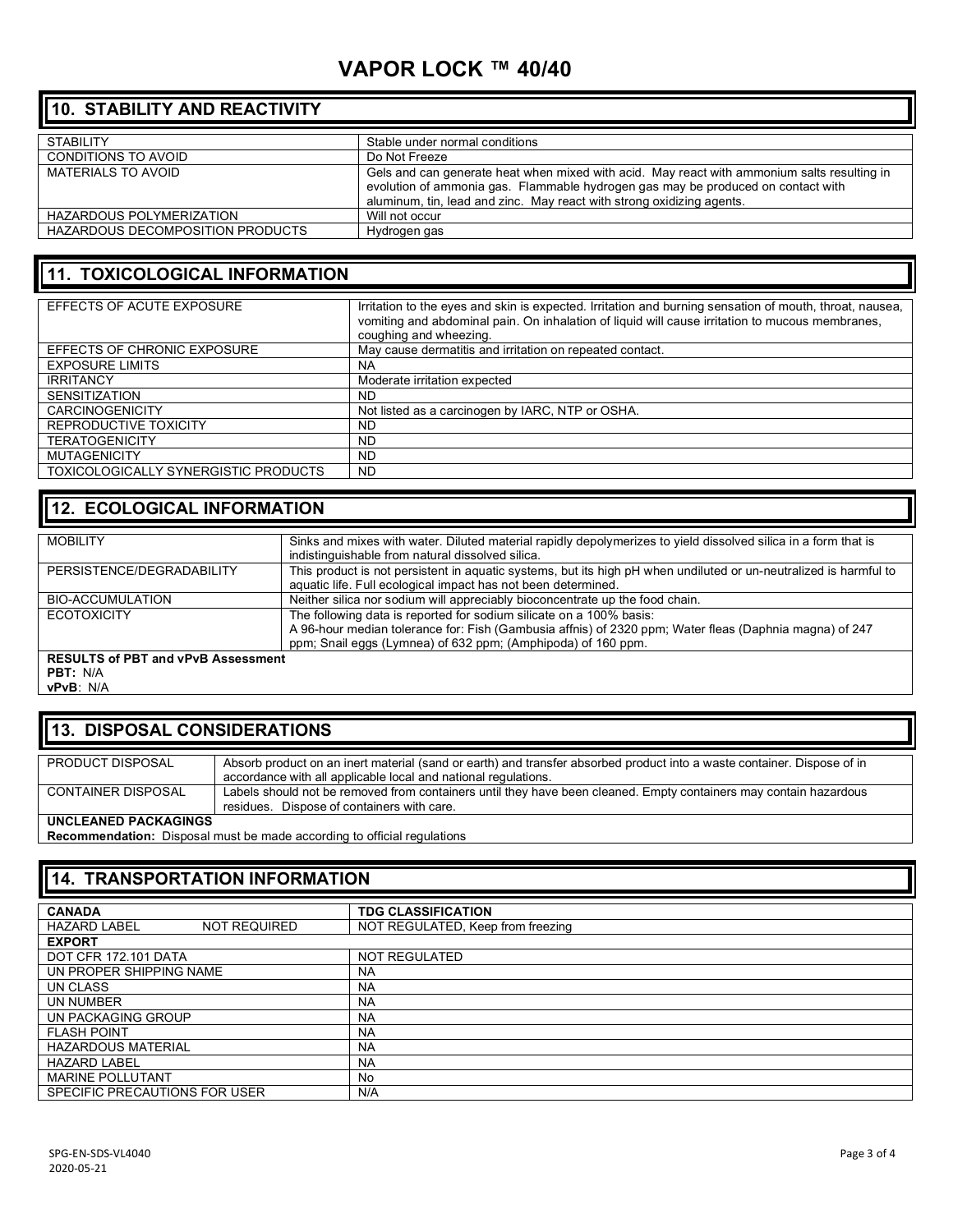# VAPOR LOCK ™ 40/40

## 10. STABILITY AND REACTIVITY

| | |
|---|---|
| STABILITY | Stable under normal conditions |
| CONDITIONS TO AVOID | Do Not Freeze |
| MATERIALS TO AVOID | Gels and can generate heat when mixed with acid. May react with ammonium salts resulting in evolution of ammonia gas. Flammable hydrogen gas may be produced on contact with aluminum, tin, lead and zinc. May react with strong oxidizing agents. |
| HAZARDOUS POLYMERIZATION | Will not occur |
| HAZARDOUS DECOMPOSITION PRODUCTS | Hydrogen gas |

## 11. TOXICOLOGICAL INFORMATION

| | |
|---|---|
| EFFECTS OF ACUTE EXPOSURE | Irritation to the eyes and skin is expected. Irritation and burning sensation of mouth, throat, nausea, vomiting and abdominal pain. On inhalation of liquid will cause irritation to mucous membranes, coughing and wheezing. |
| EFFECTS OF CHRONIC EXPOSURE | May cause dermatitis and irritation on repeated contact. |
| EXPOSURE LIMITS | NA |
| IRRITANCY | Moderate irritation expected |
| SENSITIZATION | ND |
| CARCINOGENICITY | Not listed as a carcinogen by IARC, NTP or OSHA. |
| REPRODUCTIVE TOXICITY | ND |
| TERATOGENICITY | ND |
| MUTAGENICITY | ND |
| TOXICOLOGICALLY SYNERGISTIC PRODUCTS | ND |

## 12. ECOLOGICAL INFORMATION

| | |
|---|---|
| MOBILITY | Sinks and mixes with water. Diluted material rapidly depolymerizes to yield dissolved silica in a form that is indistinguishable from natural dissolved silica. |
| PERSISTENCE/DEGRADABILITY | This product is not persistent in aquatic systems, but its high pH when undiluted or un-neutralized is harmful to aquatic life. Full ecological impact has not been determined. |
| BIO-ACCUMULATION | Neither silica nor sodium will appreciably bioconcentrate up the food chain. |
| ECOTOXICITY | The following data is reported for sodium silicate on a 100% basis: A 96-hour median tolerance for: Fish (Gambusia affnis) of 2320 ppm; Water fleas (Daphnia magna) of 247 ppm; Snail eggs (Lymnea) of 632 ppm; (Amphipoda) of 160 ppm. |

**RESULTS of PBT and vPvB Assessment**
**PBT:** N/A
**vPvB**: N/A

## 13. DISPOSAL CONSIDERATIONS

| | |
|---|---|
| PRODUCT DISPOSAL | Absorb product on an inert material (sand or earth) and transfer absorbed product into a waste container. Dispose of in accordance with all applicable local and national regulations. |
| CONTAINER DISPOSAL | Labels should not be removed from containers until they have been cleaned. Empty containers may contain hazardous residues. Dispose of containers with care. |

**UNCLEANED PACKAGINGS**
**Recommendation:** Disposal must be made according to official regulations

## 14. TRANSPORTATION INFORMATION

| **CANADA** | **TDG CLASSIFICATION** |
|---|---|
| HAZARD LABEL NOT REQUIRED | NOT REGULATED, Keep from freezing |
| **EXPORT** | |
| DOT CFR 172.101 DATA | NOT REGULATED |
| UN PROPER SHIPPING NAME | NA |
| UN CLASS | NA |
| UN NUMBER | NA |
| UN PACKAGING GROUP | NA |
| FLASH POINT | NA |
| HAZARDOUS MATERIAL | NA |
| HAZARD LABEL | NA |
| MARINE POLLUTANT | No |
| SPECIFIC PRECAUTIONS FOR USER | N/A |

SPG-EN-SDS-VL4040
2020-05-21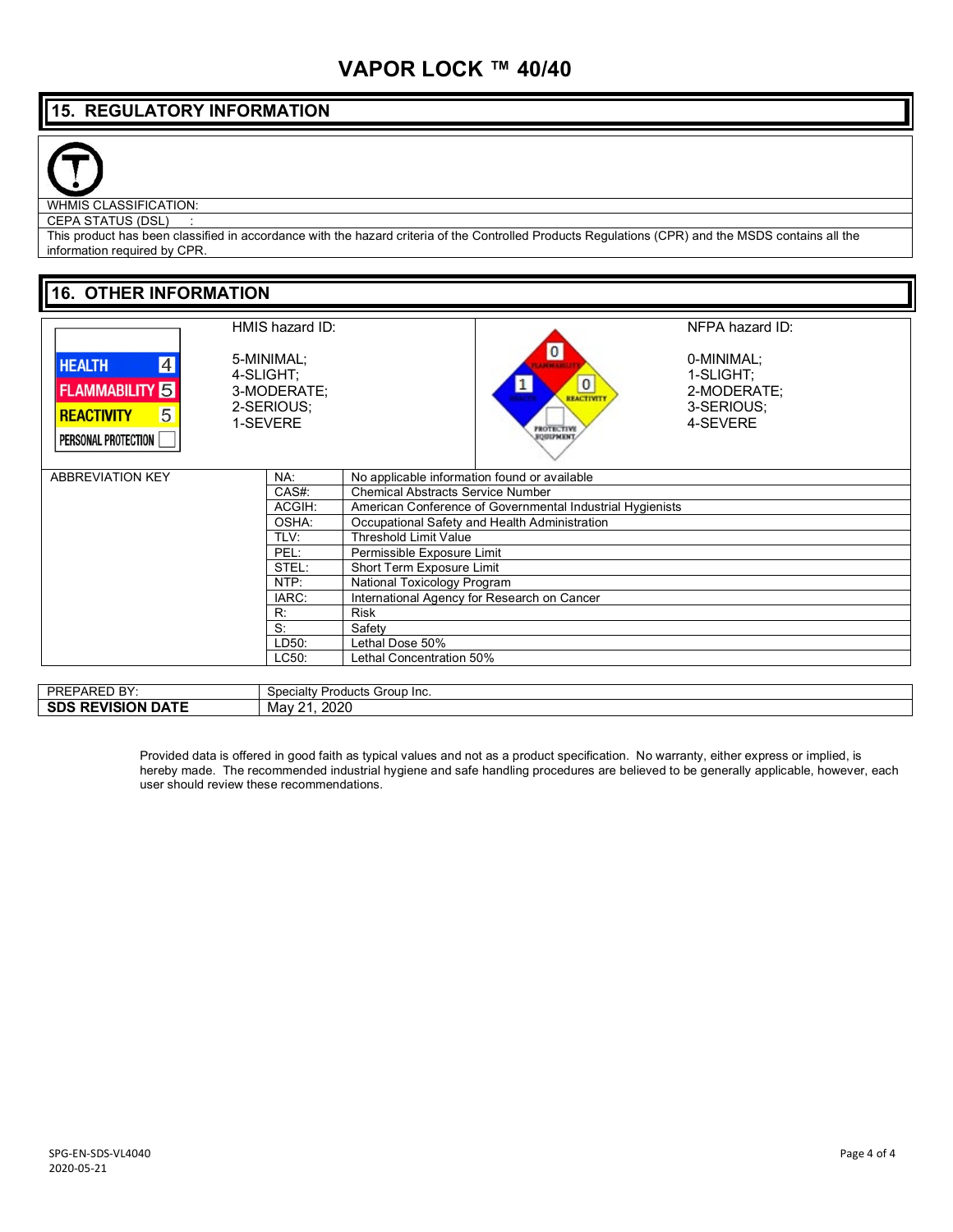# VAPOR LOCK ™ 40/40

## 15. REGULATORY INFORMATION

WHMIS CLASSIFICATION:

CEPA STATUS (DSL) :

This product has been classified in accordance with the hazard criteria of the Controlled Products Regulations (CPR) and the MSDS contains all the information required by CPR.

## 16. OTHER INFORMATION

HEALTH 4
FLAMMABILITY 5
REACTIVITY 5
PERSONAL PROTECTION

HMIS hazard ID:

5-MINIMAL;
4-SLIGHT;
3-MODERATE;
2-SERIOUS;
1-SEVERE

FLAMMABILITY 0
HEALTH 1
REACTIVITY 0
PROTECTIVE EQUIPMENT

NFPA hazard ID:

0-MINIMAL;
1-SLIGHT;
2-MODERATE;
3-SERIOUS;
4-SEVERE

| | | |
|---|---|---|
| ABBREVIATION KEY | NA: | No applicable information found or available |
| | CAS#: | Chemical Abstracts Service Number |
| | ACGIH: | American Conference of Governmental Industrial Hygienists |
| | OSHA: | Occupational Safety and Health Administration |
| | TLV: | Threshold Limit Value |
| | PEL: | Permissible Exposure Limit |
| | STEL: | Short Term Exposure Limit |
| | NTP: | National Toxicology Program |
| | IARC: | International Agency for Research on Cancer |
| | R: | Risk |
| | S: | Safety |
| | LD50: | Lethal Dose 50% |
| | LC50: | Lethal Concentration 50% |

| | |
|---|---|
| PREPARED BY: | Specialty Products Group Inc. |
| **SDS REVISION DATE** | May 21, 2020 |

Provided data is offered in good faith as typical values and not as a product specification. No warranty, either express or implied, is hereby made. The recommended industrial hygiene and safe handling procedures are believed to be generally applicable, however, each user should review these recommendations.

SPG-EN-SDS-VL4040
2020-05-21